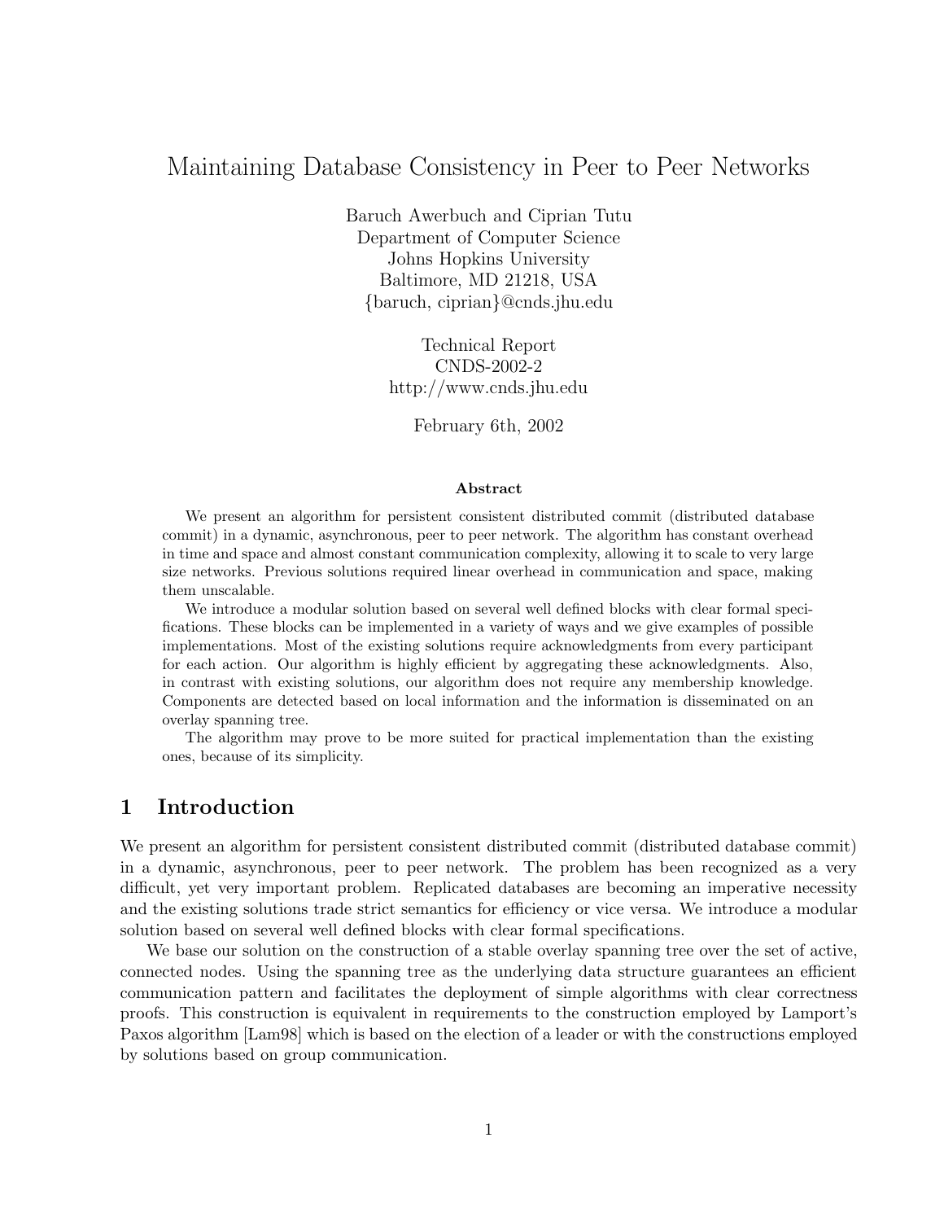# Maintaining Database Consistency in Peer to Peer Networks

Baruch Awerbuch and Ciprian Tutu
Department of Computer Science
Johns Hopkins University
Baltimore, MD 21218, USA
{baruch, ciprian}@cnds.jhu.edu

Technical Report
CNDS-2002-2
http://www.cnds.jhu.edu

February 6th, 2002

### Abstract

We present an algorithm for persistent consistent distributed commit (distributed database commit) in a dynamic, asynchronous, peer to peer network. The algorithm has constant overhead in time and space and almost constant communication complexity, allowing it to scale to very large size networks. Previous solutions required linear overhead in communication and space, making them unscalable.

We introduce a modular solution based on several well defined blocks with clear formal specifications. These blocks can be implemented in a variety of ways and we give examples of possible implementations. Most of the existing solutions require acknowledgments from every participant for each action. Our algorithm is highly efficient by aggregating these acknowledgments. Also, in contrast with existing solutions, our algorithm does not require any membership knowledge. Components are detected based on local information and the information is disseminated on an overlay spanning tree.

The algorithm may prove to be more suited for practical implementation than the existing ones, because of its simplicity.

## 1 Introduction

We present an algorithm for persistent consistent distributed commit (distributed database commit) in a dynamic, asynchronous, peer to peer network. The problem has been recognized as a very difficult, yet very important problem. Replicated databases are becoming an imperative necessity and the existing solutions trade strict semantics for efficiency or vice versa. We introduce a modular solution based on several well defined blocks with clear formal specifications.

We base our solution on the construction of a stable overlay spanning tree over the set of active, connected nodes. Using the spanning tree as the underlying data structure guarantees an efficient communication pattern and facilitates the deployment of simple algorithms with clear correctness proofs. This construction is equivalent in requirements to the construction employed by Lamport's Paxos algorithm [Lam98] which is based on the election of a leader or with the constructions employed by solutions based on group communication.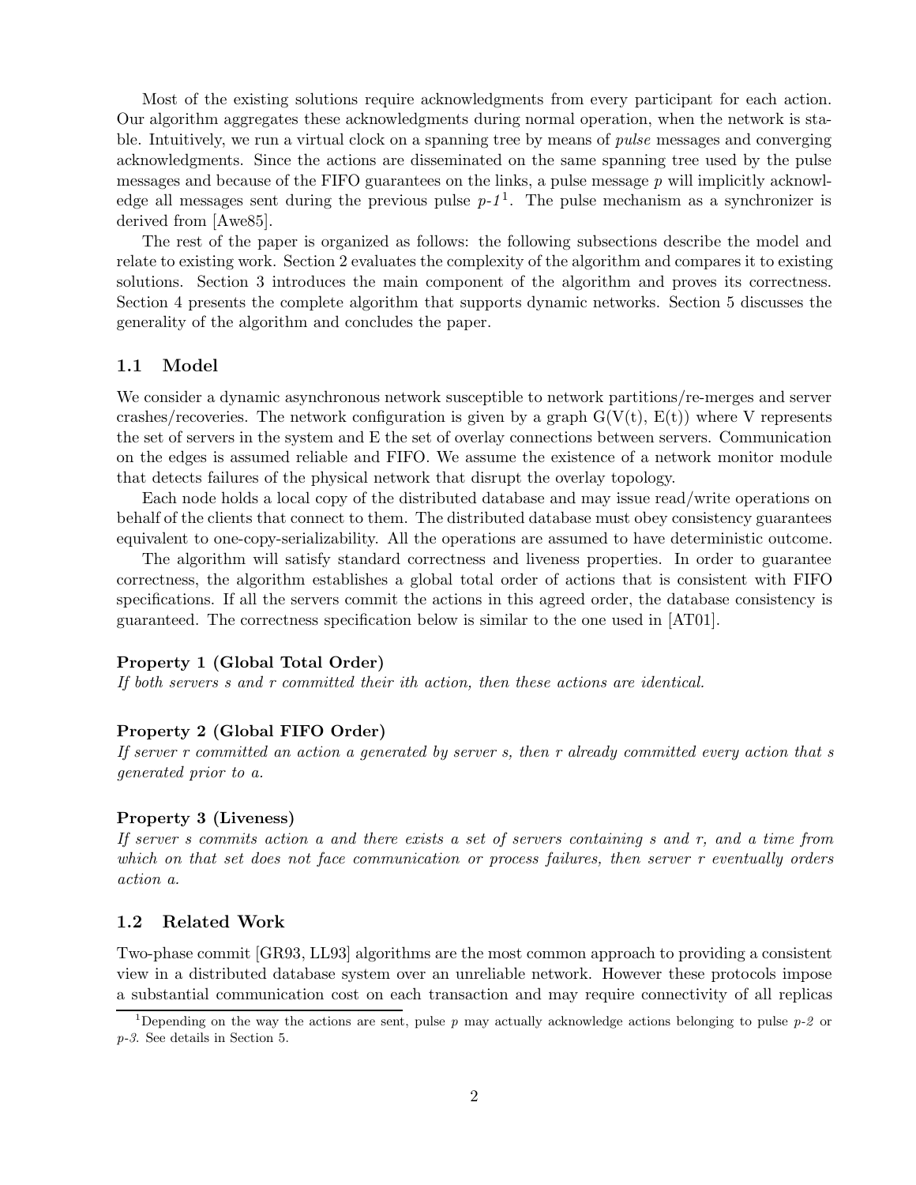Most of the existing solutions require acknowledgments from every participant for each action. Our algorithm aggregates these acknowledgments during normal operation, when the network is stable. Intuitively, we run a virtual clock on a spanning tree by means of *pulse* messages and converging acknowledgments. Since the actions are disseminated on the same spanning tree used by the pulse messages and because of the FIFO guarantees on the links, a pulse message *p* will implicitly acknowledge all messages sent during the previous pulse *p-1*[1]. The pulse mechanism as a synchronizer is derived from [Awe85].

The rest of the paper is organized as follows: the following subsections describe the model and relate to existing work. Section 2 evaluates the complexity of the algorithm and compares it to existing solutions. Section 3 introduces the main component of the algorithm and proves its correctness. Section 4 presents the complete algorithm that supports dynamic networks. Section 5 discusses the generality of the algorithm and concludes the paper.

### 1.1 Model

We consider a dynamic asynchronous network susceptible to network partitions/re-merges and server crashes/recoveries. The network configuration is given by a graph G(V(t), E(t)) where V represents the set of servers in the system and E the set of overlay connections between servers. Communication on the edges is assumed reliable and FIFO. We assume the existence of a network monitor module that detects failures of the physical network that disrupt the overlay topology.

Each node holds a local copy of the distributed database and may issue read/write operations on behalf of the clients that connect to them. The distributed database must obey consistency guarantees equivalent to one-copy-serializability. All the operations are assumed to have deterministic outcome.

The algorithm will satisfy standard correctness and liveness properties. In order to guarantee correctness, the algorithm establishes a global total order of actions that is consistent with FIFO specifications. If all the servers commit the actions in this agreed order, the database consistency is guaranteed. The correctness specification below is similar to the one used in [AT01].

**Property 1 (Global Total Order)**
*If both servers s and r committed their ith action, then these actions are identical.*

**Property 2 (Global FIFO Order)**
*If server r committed an action a generated by server s, then r already committed every action that s generated prior to a.*

**Property 3 (Liveness)**
*If server s commits action a and there exists a set of servers containing s and r, and a time from which on that set does not face communication or process failures, then server r eventually orders action a.*

### 1.2 Related Work

Two-phase commit [GR93, LL93] algorithms are the most common approach to providing a consistent view in a distributed database system over an unreliable network. However these protocols impose a substantial communication cost on each transaction and may require connectivity of all replicas

[1] Depending on the way the actions are sent, pulse *p* may actually acknowledge actions belonging to pulse *p-2* or *p-3*. See details in Section 5.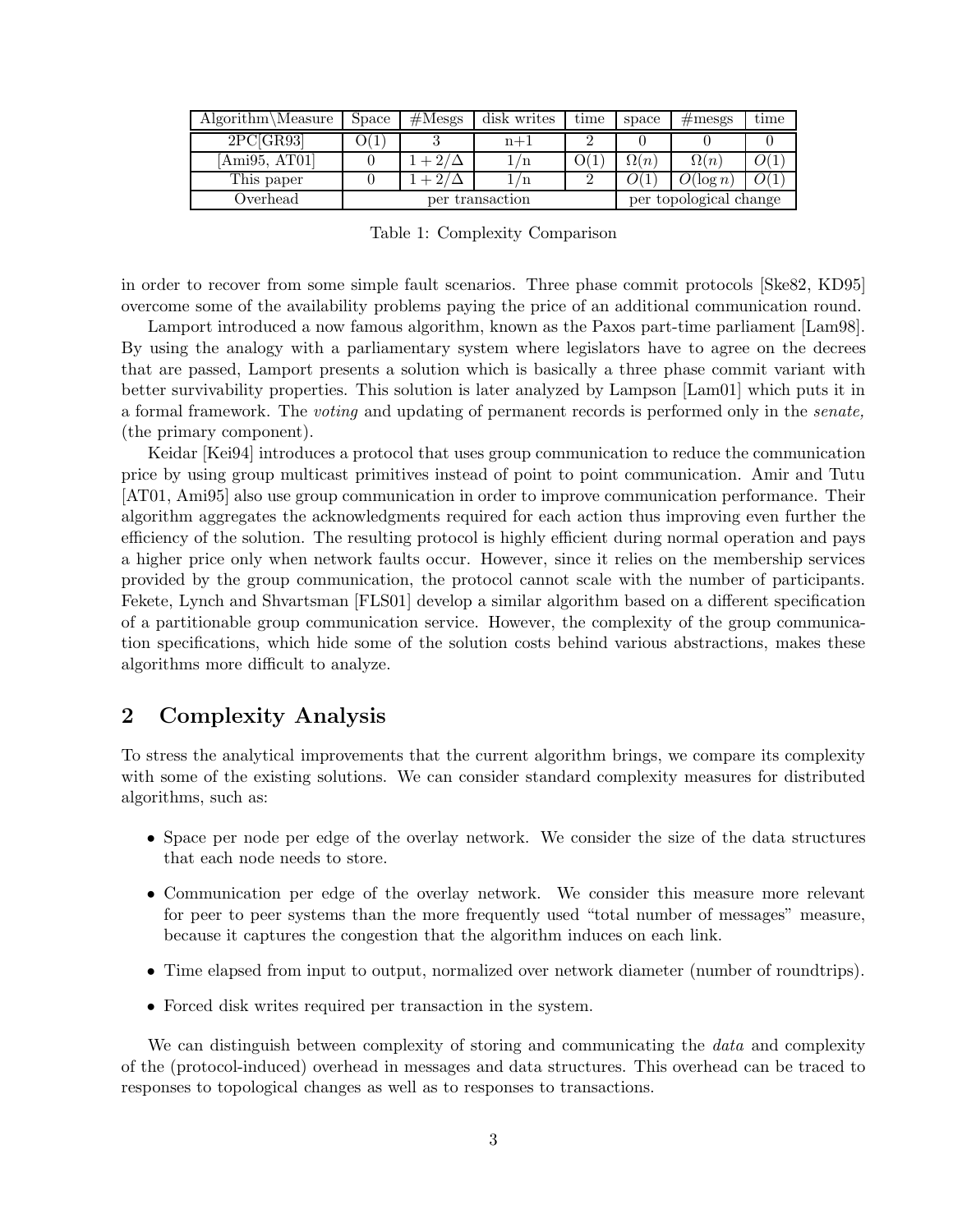| Algorithm\Measure | Space | #Mesgs | disk writes | time | space | #mesgs | time |
|---|---|---|---|---|---|---|---|
| 2PC[GR93] | O(1) | 3 | n+1 | 2 | 0 | 0 | 0 |
| [Ami95, AT01] | 0 | $1+2/\Delta$ | 1/n | O(1) | $\Omega(n)$ | $\Omega(n)$ | $O(1)$ |
| This paper | 0 | $1+2/\Delta$ | 1/n | 2 | $O(1)$ | $O(\log n)$ | $O(1)$ |
| Overhead | per transaction | | | | per topological change | | |

Table 1: Complexity Comparison

in order to recover from some simple fault scenarios. Three phase commit protocols [Ske82, KD95] overcome some of the availability problems paying the price of an additional communication round.

Lamport introduced a now famous algorithm, known as the Paxos part-time parliament [Lam98]. By using the analogy with a parliamentary system where legislators have to agree on the decrees that are passed, Lamport presents a solution which is basically a three phase commit variant with better survivability properties. This solution is later analyzed by Lampson [Lam01] which puts it in a formal framework. The *voting* and updating of permanent records is performed only in the *senate,* (the primary component).

Keidar [Kei94] introduces a protocol that uses group communication to reduce the communication price by using group multicast primitives instead of point to point communication. Amir and Tutu [AT01, Ami95] also use group communication in order to improve communication performance. Their algorithm aggregates the acknowledgments required for each action thus improving even further the efficiency of the solution. The resulting protocol is highly efficient during normal operation and pays a higher price only when network faults occur. However, since it relies on the membership services provided by the group communication, the protocol cannot scale with the number of participants. Fekete, Lynch and Shvartsman [FLS01] develop a similar algorithm based on a different specification of a partitionable group communication service. However, the complexity of the group communication specifications, which hide some of the solution costs behind various abstractions, makes these algorithms more difficult to analyze.

## 2 Complexity Analysis

To stress the analytical improvements that the current algorithm brings, we compare its complexity with some of the existing solutions. We can consider standard complexity measures for distributed algorithms, such as:

- Space per node per edge of the overlay network. We consider the size of the data structures that each node needs to store.
- Communication per edge of the overlay network. We consider this measure more relevant for peer to peer systems than the more frequently used "total number of messages" measure, because it captures the congestion that the algorithm induces on each link.
- Time elapsed from input to output, normalized over network diameter (number of roundtrips).
- Forced disk writes required per transaction in the system.

We can distinguish between complexity of storing and communicating the *data* and complexity of the (protocol-induced) overhead in messages and data structures. This overhead can be traced to responses to topological changes as well as to responses to transactions.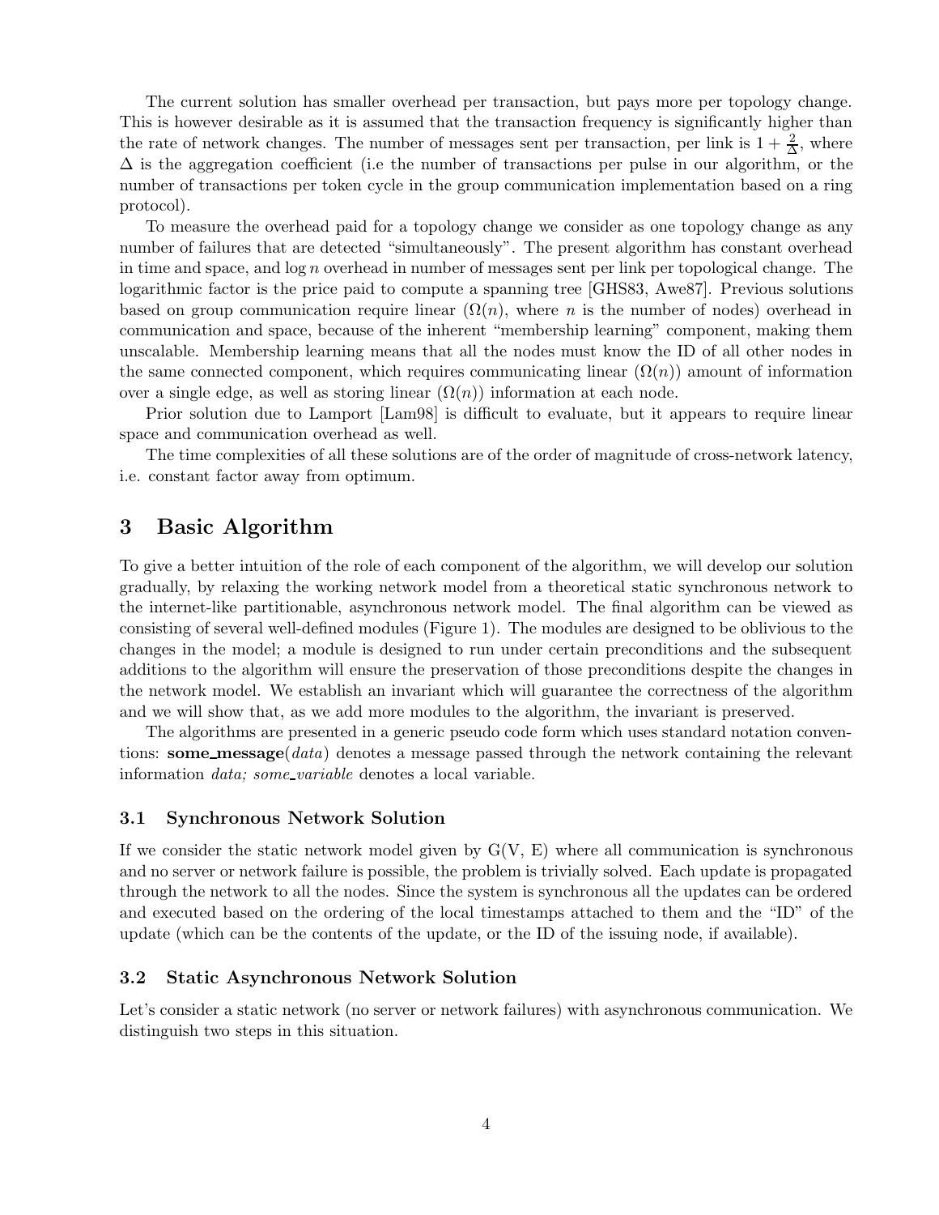The current solution has smaller overhead per transaction, but pays more per topology change. This is however desirable as it is assumed that the transaction frequency is significantly higher than the rate of network changes. The number of messages sent per transaction, per link is $1 + \frac{2}{\Delta}$, where $\Delta$ is the aggregation coefficient (i.e the number of transactions per pulse in our algorithm, or the number of transactions per token cycle in the group communication implementation based on a ring protocol).

To measure the overhead paid for a topology change we consider as one topology change as any number of failures that are detected "simultaneously". The present algorithm has constant overhead in time and space, and $\log n$ overhead in number of messages sent per link per topological change. The logarithmic factor is the price paid to compute a spanning tree [GHS83, Awe87]. Previous solutions based on group communication require linear ($\Omega(n)$, where $n$ is the number of nodes) overhead in communication and space, because of the inherent "membership learning" component, making them unscalable. Membership learning means that all the nodes must know the ID of all other nodes in the same connected component, which requires communicating linear ($\Omega(n)$) amount of information over a single edge, as well as storing linear ($\Omega(n)$) information at each node.

Prior solution due to Lamport [Lam98] is difficult to evaluate, but it appears to require linear space and communication overhead as well.

The time complexities of all these solutions are of the order of magnitude of cross-network latency, i.e. constant factor away from optimum.

# 3 Basic Algorithm

To give a better intuition of the role of each component of the algorithm, we will develop our solution gradually, by relaxing the working network model from a theoretical static synchronous network to the internet-like partitionable, asynchronous network model. The final algorithm can be viewed as consisting of several well-defined modules (Figure 1). The modules are designed to be oblivious to the changes in the model; a module is designed to run under certain preconditions and the subsequent additions to the algorithm will ensure the preservation of those preconditions despite the changes in the network model. We establish an invariant which will guarantee the correctness of the algorithm and we will show that, as we add more modules to the algorithm, the invariant is preserved.

The algorithms are presented in a generic pseudo code form which uses standard notation conventions: **some_message**(*data*) denotes a message passed through the network containing the relevant information *data; some_variable* denotes a local variable.

## 3.1 Synchronous Network Solution

If we consider the static network model given by G(V, E) where all communication is synchronous and no server or network failure is possible, the problem is trivially solved. Each update is propagated through the network to all the nodes. Since the system is synchronous all the updates can be ordered and executed based on the ordering of the local timestamps attached to them and the "ID" of the update (which can be the contents of the update, or the ID of the issuing node, if available).

## 3.2 Static Asynchronous Network Solution

Let's consider a static network (no server or network failures) with asynchronous communication. We distinguish two steps in this situation.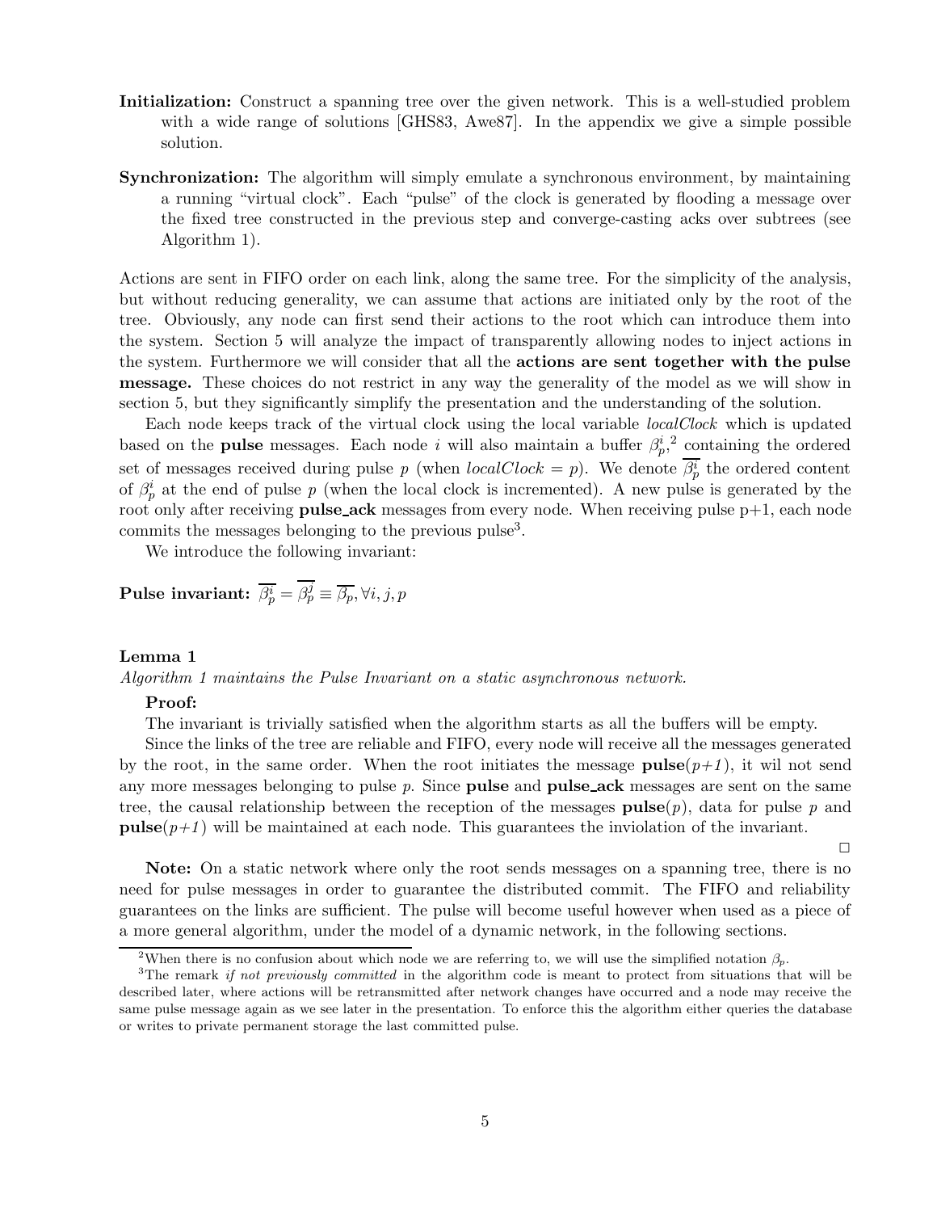**Initialization:** Construct a spanning tree over the given network. This is a well-studied problem with a wide range of solutions [GHS83, Awe87]. In the appendix we give a simple possible solution.

**Synchronization:** The algorithm will simply emulate a synchronous environment, by maintaining a running "virtual clock". Each "pulse" of the clock is generated by flooding a message over the fixed tree constructed in the previous step and converge-casting acks over subtrees (see Algorithm 1).

Actions are sent in FIFO order on each link, along the same tree. For the simplicity of the analysis, but without reducing generality, we can assume that actions are initiated only by the root of the tree. Obviously, any node can first send their actions to the root which can introduce them into the system. Section 5 will analyze the impact of transparently allowing nodes to inject actions in the system. Furthermore we will consider that all the **actions are sent together with the pulse message.** These choices do not restrict in any way the generality of the model as we will show in section 5, but they significantly simplify the presentation and the understanding of the solution.

Each node keeps track of the virtual clock using the local variable *localClock* which is updated based on the **pulse** messages. Each node $i$ will also maintain a buffer $\beta^i_p$,[2] containing the ordered set of messages received during pulse $p$ (when $localClock = p$). We denote $\overline{\beta^i_p}$ the ordered content of $\beta^i_p$ at the end of pulse $p$ (when the local clock is incremented). A new pulse is generated by the root only after receiving **pulse_ack** messages from every node. When receiving pulse p+1, each node commits the messages belonging to the previous pulse[3].

We introduce the following invariant:

**Pulse invariant:** $\overline{\beta^i_p} = \overline{\beta^j_p} \equiv \overline{\beta_p}, \forall i, j, p$

**Lemma 1**

*Algorithm 1 maintains the Pulse Invariant on a static asynchronous network.*

**Proof:**

The invariant is trivially satisfied when the algorithm starts as all the buffers will be empty.

Since the links of the tree are reliable and FIFO, every node will receive all the messages generated by the root, in the same order. When the root initiates the message **pulse**(*p+1*), it wil not send any more messages belonging to pulse $p$. Since **pulse** and **pulse_ack** messages are sent on the same tree, the causal relationship between the reception of the messages **pulse**($p$), data for pulse $p$ and **pulse**(*p+1*) will be maintained at each node. This guarantees the inviolation of the invariant.

□

**Note:** On a static network where only the root sends messages on a spanning tree, there is no need for pulse messages in order to guarantee the distributed commit. The FIFO and reliability guarantees on the links are sufficient. The pulse will become useful however when used as a piece of a more general algorithm, under the model of a dynamic network, in the following sections.

---

[2] When there is no confusion about which node we are referring to, we will use the simplified notation $\beta_p$.

[3] The remark *if not previously committed* in the algorithm code is meant to protect from situations that will be described later, where actions will be retransmitted after network changes have occurred and a node may receive the same pulse message again as we see later in the presentation. To enforce this the algorithm either queries the database or writes to private permanent storage the last committed pulse.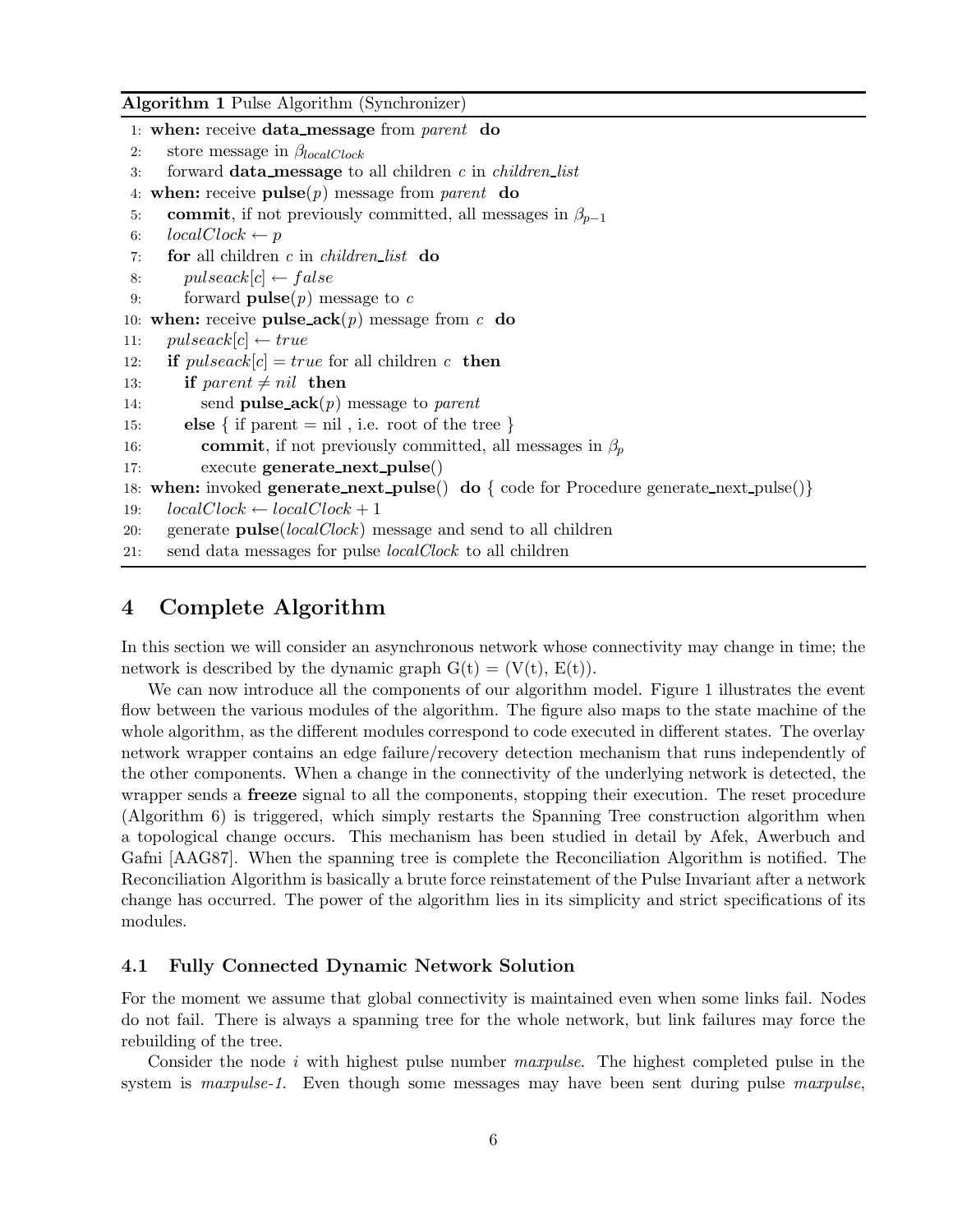**Algorithm 1** Pulse Algorithm (Synchronizer)

```
1: when: receive data_message from parent do
2:    store message in β_localClock
3:    forward data_message to all children c in children_list
4: when: receive pulse(p) message from parent do
5:    commit, if not previously committed, all messages in β_{p−1}
6:    localClock ← p
7:    for all children c in children_list do
8:       pulseack[c] ← false
9:       forward pulse(p) message to c
10: when: receive pulse_ack(p) message from c do
11:    pulseack[c] ← true
12:    if pulseack[c] = true for all children c then
13:       if parent ≠ nil then
14:          send pulse_ack(p) message to parent
15:       else { if parent = nil , i.e. root of the tree }
16:          commit, if not previously committed, all messages in β_p
17:          execute generate_next_pulse()
18: when: invoked generate_next_pulse() do { code for Procedure generate_next_pulse()}
19:    localClock ← localClock + 1
20:    generate pulse(localClock) message and send to all children
21:    send data messages for pulse localClock to all children
```

## 4 Complete Algorithm

In this section we will consider an asynchronous network whose connectivity may change in time; the network is described by the dynamic graph G(t) = (V(t), E(t)).

We can now introduce all the components of our algorithm model. Figure 1 illustrates the event flow between the various modules of the algorithm. The figure also maps to the state machine of the whole algorithm, as the different modules correspond to code executed in different states. The overlay network wrapper contains an edge failure/recovery detection mechanism that runs independently of the other components. When a change in the connectivity of the underlying network is detected, the wrapper sends a **freeze** signal to all the components, stopping their execution. The reset procedure (Algorithm 6) is triggered, which simply restarts the Spanning Tree construction algorithm when a topological change occurs. This mechanism has been studied in detail by Afek, Awerbuch and Gafni [AAG87]. When the spanning tree is complete the Reconciliation Algorithm is notified. The Reconciliation Algorithm is basically a brute force reinstatement of the Pulse Invariant after a network change has occurred. The power of the algorithm lies in its simplicity and strict specifications of its modules.

### 4.1 Fully Connected Dynamic Network Solution

For the moment we assume that global connectivity is maintained even when some links fail. Nodes do not fail. There is always a spanning tree for the whole network, but link failures may force the rebuilding of the tree.

Consider the node $i$ with highest pulse number *maxpulse*. The highest completed pulse in the system is *maxpulse-1*. Even though some messages may have been sent during pulse *maxpulse*,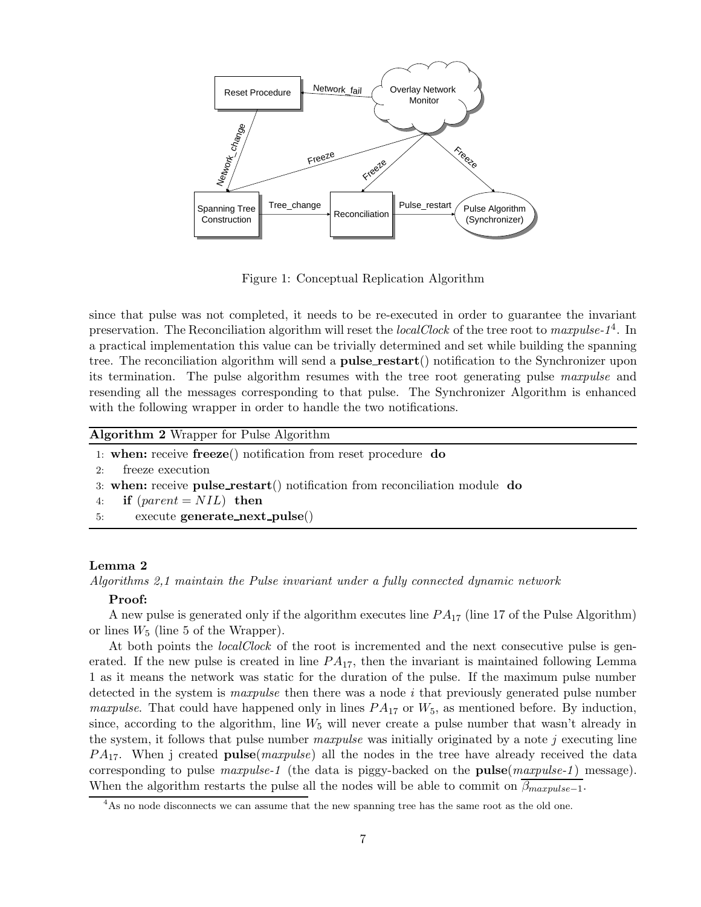Figure 1: Conceptual Replication Algorithm

since that pulse was not completed, it needs to be re-executed in order to guarantee the invariant preservation. The Reconciliation algorithm will reset the *localClock* of the tree root to *maxpulse-1*[4]. In a practical implementation this value can be trivially determined and set while building the spanning tree. The reconciliation algorithm will send a **pulse_restart**() notification to the Synchronizer upon its termination. The pulse algorithm resumes with the tree root generating pulse *maxpulse* and resending all the messages corresponding to that pulse. The Synchronizer Algorithm is enhanced with the following wrapper in order to handle the two notifications.

**Algorithm 2** Wrapper for Pulse Algorithm

```
1: when: receive freeze() notification from reset procedure do
2:    freeze execution
3: when: receive pulse_restart() notification from reconciliation module do
4:    if (parent = NIL) then
5:       execute generate_next_pulse()
```

**Lemma 2**

*Algorithms 2,1 maintain the Pulse invariant under a fully connected dynamic network*

**Proof:**

A new pulse is generated only if the algorithm executes line $PA_{17}$ (line 17 of the Pulse Algorithm) or lines $W_5$ (line 5 of the Wrapper).

At both points the *localClock* of the root is incremented and the next consecutive pulse is generated. If the new pulse is created in line $PA_{17}$, then the invariant is maintained following Lemma 1 as it means the network was static for the duration of the pulse. If the maximum pulse number detected in the system is *maxpulse* then there was a node $i$ that previously generated pulse number *maxpulse*. That could have happened only in lines $PA_{17}$ or $W_5$, as mentioned before. By induction, since, according to the algorithm, line $W_5$ will never create a pulse number that wasn't already in the system, it follows that pulse number *maxpulse* was initially originated by a note $j$ executing line $PA_{17}$. When j created **pulse**(*maxpulse*) all the nodes in the tree have already received the data corresponding to pulse *maxpulse-1* (the data is piggy-backed on the **pulse**(*maxpulse-1*) message). When the algorithm restarts the pulse all the nodes will be able to commit on $\overline{\beta_{maxpulse-1}}$.

[4] As no node disconnects we can assume that the new spanning tree has the same root as the old one.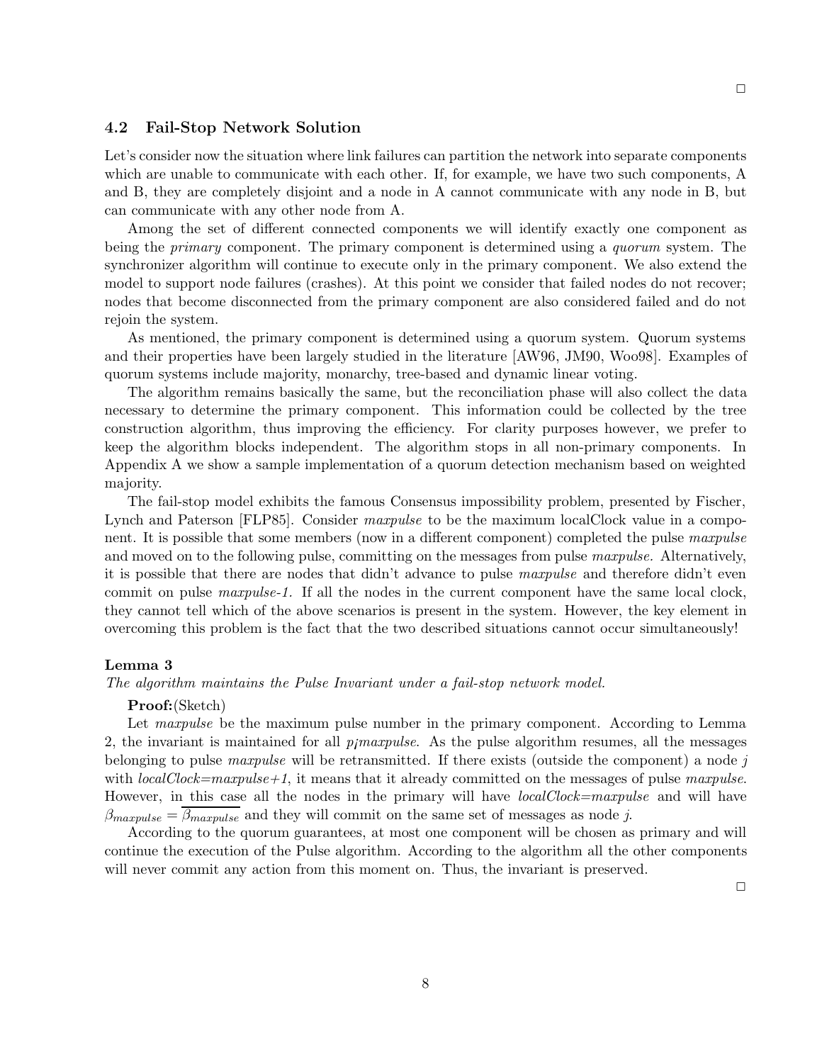□

### 4.2 Fail-Stop Network Solution

Let's consider now the situation where link failures can partition the network into separate components which are unable to communicate with each other. If, for example, we have two such components, A and B, they are completely disjoint and a node in A cannot communicate with any node in B, but can communicate with any other node from A.

Among the set of different connected components we will identify exactly one component as being the *primary* component. The primary component is determined using a *quorum* system. The synchronizer algorithm will continue to execute only in the primary component. We also extend the model to support node failures (crashes). At this point we consider that failed nodes do not recover; nodes that become disconnected from the primary component are also considered failed and do not rejoin the system.

As mentioned, the primary component is determined using a quorum system. Quorum systems and their properties have been largely studied in the literature [AW96, JM90, Woo98]. Examples of quorum systems include majority, monarchy, tree-based and dynamic linear voting.

The algorithm remains basically the same, but the reconciliation phase will also collect the data necessary to determine the primary component. This information could be collected by the tree construction algorithm, thus improving the efficiency. For clarity purposes however, we prefer to keep the algorithm blocks independent. The algorithm stops in all non-primary components. In Appendix A we show a sample implementation of a quorum detection mechanism based on weighted majority.

The fail-stop model exhibits the famous Consensus impossibility problem, presented by Fischer, Lynch and Paterson [FLP85]. Consider *maxpulse* to be the maximum localClock value in a component. It is possible that some members (now in a different component) completed the pulse *maxpulse* and moved on to the following pulse, committing on the messages from pulse *maxpulse*. Alternatively, it is possible that there are nodes that didn't advance to pulse *maxpulse* and therefore didn't even commit on pulse *maxpulse-1*. If all the nodes in the current component have the same local clock, they cannot tell which of the above scenarios is present in the system. However, the key element in overcoming this problem is the fact that the two described situations cannot occur simultaneously!

**Lemma 3**

*The algorithm maintains the Pulse Invariant under a fail-stop network model.*

**Proof:**(Sketch)

Let *maxpulse* be the maximum pulse number in the primary component. According to Lemma 2, the invariant is maintained for all *p¡maxpulse*. As the pulse algorithm resumes, all the messages belonging to pulse *maxpulse* will be retransmitted. If there exists (outside the component) a node *j* with *localClock=maxpulse+1*, it means that it already committed on the messages of pulse *maxpulse*. However, in this case all the nodes in the primary will have *localClock=maxpulse* and will have $\beta_{maxpulse} = \overline{\beta_{maxpulse}}$ and they will commit on the same set of messages as node *j*.

According to the quorum guarantees, at most one component will be chosen as primary and will continue the execution of the Pulse algorithm. According to the algorithm all the other components will never commit any action from this moment on. Thus, the invariant is preserved.

□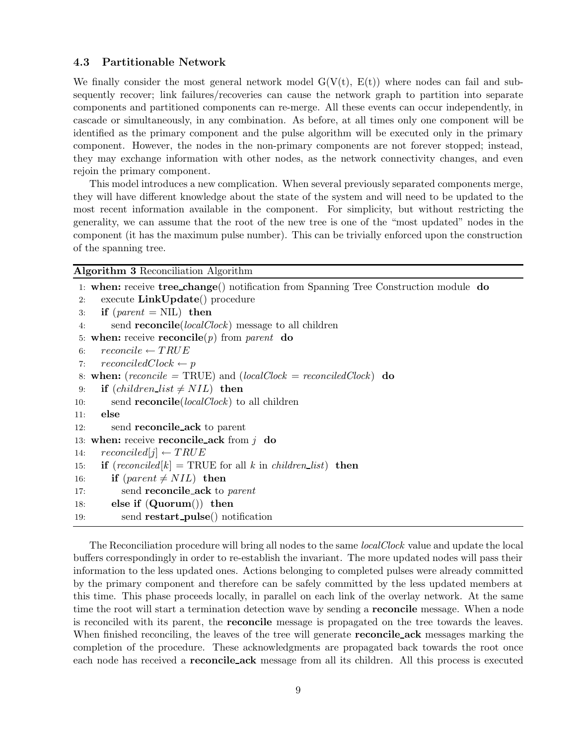### 4.3 Partitionable Network

We finally consider the most general network model G(V(t), E(t)) where nodes can fail and subsequently recover; link failures/recoveries can cause the network graph to partition into separate components and partitioned components can re-merge. All these events can occur independently, in cascade or simultaneously, in any combination. As before, at all times only one component will be identified as the primary component and the pulse algorithm will be executed only in the primary component. However, the nodes in the non-primary components are not forever stopped; instead, they may exchange information with other nodes, as the network connectivity changes, and even rejoin the primary component.

This model introduces a new complication. When several previously separated components merge, they will have different knowledge about the state of the system and will need to be updated to the most recent information available in the component. For simplicity, but without restricting the generality, we can assume that the root of the new tree is one of the "most updated" nodes in the component (it has the maximum pulse number). This can be trivially enforced upon the construction of the spanning tree.

**Algorithm 3** Reconciliation Algorithm

```
1: when: receive tree_change() notification from Spanning Tree Construction module do
2:    execute LinkUpdate() procedure
3:    if (parent = NIL) then
4:       send reconcile(localClock) message to all children
5: when: receive reconcile(p) from parent do
6:    reconcile ← TRUE
7:    reconciledClock ← p
8: when: (reconcile = TRUE) and (localClock = reconciledClock) do
9:    if (children_list ≠ NIL) then
10:      send reconcile(localClock) to all children
11:   else
12:      send reconcile_ack to parent
13: when: receive reconcile_ack from j do
14:   reconciled[j] ← TRUE
15:   if (reconciled[k] = TRUE for all k in children_list) then
16:      if (parent ≠ NIL) then
17:         send reconcile_ack to parent
18:      else if (Quorum()) then
19:         send restart_pulse() notification
```

The Reconciliation procedure will bring all nodes to the same *localClock* value and update the local buffers correspondingly in order to re-establish the invariant. The more updated nodes will pass their information to the less updated ones. Actions belonging to completed pulses were already committed by the primary component and therefore can be safely committed by the less updated members at this time. This phase proceeds locally, in parallel on each link of the overlay network. At the same time the root will start a termination detection wave by sending a **reconcile** message. When a node is reconciled with its parent, the **reconcile** message is propagated on the tree towards the leaves. When finished reconciling, the leaves of the tree will generate **reconcile_ack** messages marking the completion of the procedure. These acknowledgments are propagated back towards the root once each node has received a **reconcile_ack** message from all its children. All this process is executed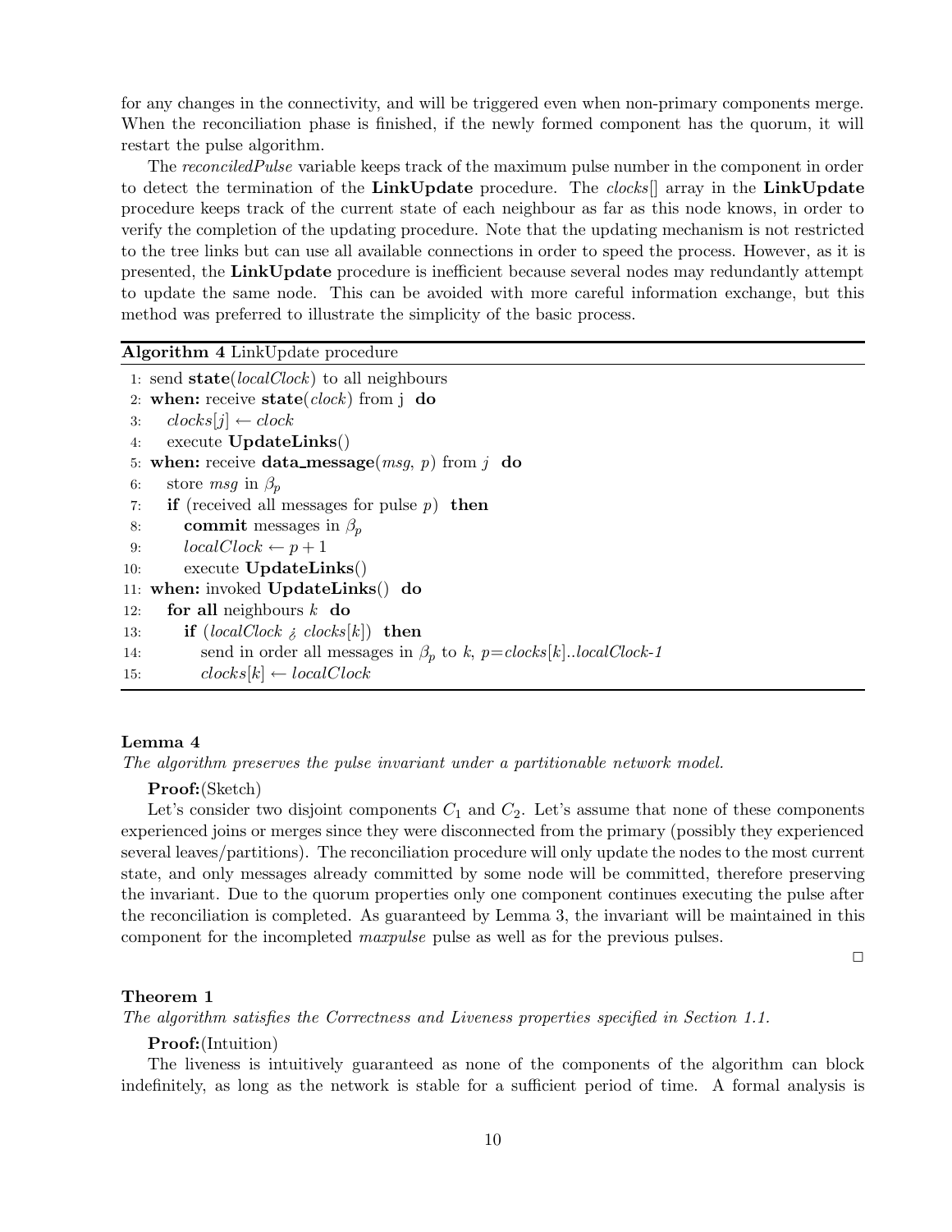for any changes in the connectivity, and will be triggered even when non-primary components merge. When the reconciliation phase is finished, if the newly formed component has the quorum, it will restart the pulse algorithm.

The *reconciledPulse* variable keeps track of the maximum pulse number in the component in order to detect the termination of the **LinkUpdate** procedure. The *clocks*[] array in the **LinkUpdate** procedure keeps track of the current state of each neighbour as far as this node knows, in order to verify the completion of the updating procedure. Note that the updating mechanism is not restricted to the tree links but can use all available connections in order to speed the process. However, as it is presented, the **LinkUpdate** procedure is inefficient because several nodes may redundantly attempt to update the same node. This can be avoided with more careful information exchange, but this method was preferred to illustrate the simplicity of the basic process.

**Algorithm 4** LinkUpdate procedure

```
1: send state(localClock) to all neighbours
2: when: receive state(clock) from j do
3:    clocks[j] ← clock
4:    execute UpdateLinks()
5: when: receive data_message(msg, p) from j do
6:    store msg in β_p
7:    if (received all messages for pulse p) then
8:       commit messages in β_p
9:       localClock ← p + 1
10:      execute UpdateLinks()
11: when: invoked UpdateLinks() do
12:    for all neighbours k do
13:       if (localClock > clocks[k]) then
14:          send in order all messages in β_p to k, p=clocks[k]..localClock-1
15:          clocks[k] ← localClock
```

**Lemma 4**

*The algorithm preserves the pulse invariant under a partitionable network model.*

**Proof:**(Sketch)

Let's consider two disjoint components $C_1$ and $C_2$. Let's assume that none of these components experienced joins or merges since they were disconnected from the primary (possibly they experienced several leaves/partitions). The reconciliation procedure will only update the nodes to the most current state, and only messages already committed by some node will be committed, therefore preserving the invariant. Due to the quorum properties only one component continues executing the pulse after the reconciliation is completed. As guaranteed by Lemma 3, the invariant will be maintained in this component for the incompleted *maxpulse* pulse as well as for the previous pulses.

□

**Theorem 1**

*The algorithm satisfies the Correctness and Liveness properties specified in Section 1.1.*

**Proof:**(Intuition)

The liveness is intuitively guaranteed as none of the components of the algorithm can block indefinitely, as long as the network is stable for a sufficient period of time. A formal analysis is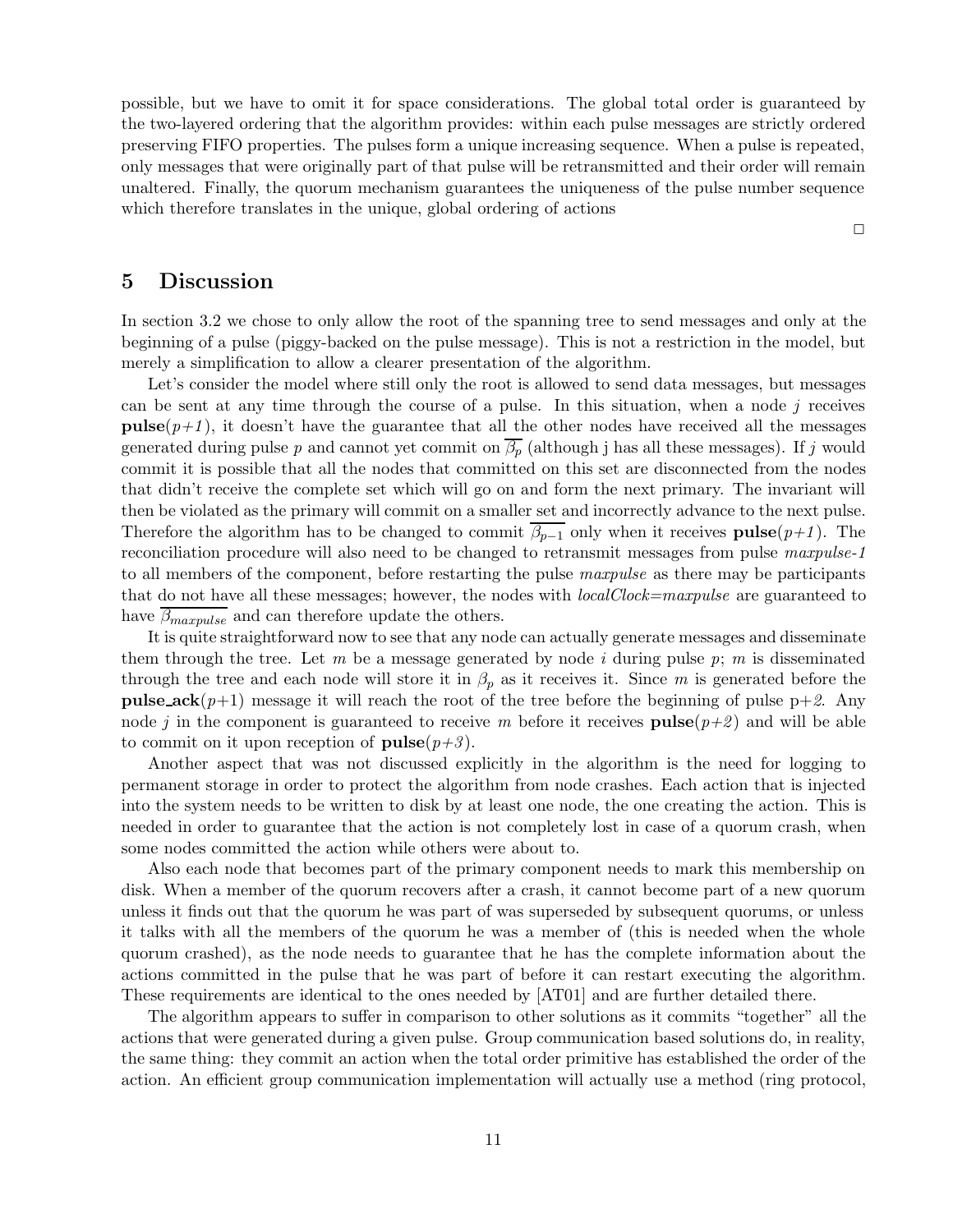possible, but we have to omit it for space considerations. The global total order is guaranteed by the two-layered ordering that the algorithm provides: within each pulse messages are strictly ordered preserving FIFO properties. The pulses form a unique increasing sequence. When a pulse is repeated, only messages that were originally part of that pulse will be retransmitted and their order will remain unaltered. Finally, the quorum mechanism guarantees the uniqueness of the pulse number sequence which therefore translates in the unique, global ordering of actions

□

## 5 Discussion

In section 3.2 we chose to only allow the root of the spanning tree to send messages and only at the beginning of a pulse (piggy-backed on the pulse message). This is not a restriction in the model, but merely a simplification to allow a clearer presentation of the algorithm.

Let's consider the model where still only the root is allowed to send data messages, but messages can be sent at any time through the course of a pulse. In this situation, when a node $j$ receives **pulse**(*p+1*), it doesn't have the guarantee that all the other nodes have received all the messages generated during pulse $p$ and cannot yet commit on $\overline{\beta_p}$ (although j has all these messages). If $j$ would commit it is possible that all the nodes that committed on this set are disconnected from the nodes that didn't receive the complete set which will go on and form the next primary. The invariant will then be violated as the primary will commit on a smaller set and incorrectly advance to the next pulse. Therefore the algorithm has to be changed to commit $\overline{\beta_{p-1}}$ only when it receives **pulse**(*p+1*). The reconciliation procedure will also need to be changed to retransmit messages from pulse *maxpulse-1* to all members of the component, before restarting the pulse *maxpulse* as there may be participants that do not have all these messages; however, the nodes with *localClock=maxpulse* are guaranteed to have $\overline{\beta_{maxpulse}}$ and can therefore update the others.

It is quite straightforward now to see that any node can actually generate messages and disseminate them through the tree. Let $m$ be a message generated by node $i$ during pulse $p$; $m$ is disseminated through the tree and each node will store it in $\beta_p$ as it receives it. Since $m$ is generated before the **pulse_ack**($p$+1) message it will reach the root of the tree before the beginning of pulse p+*2*. Any node $j$ in the component is guaranteed to receive $m$ before it receives **pulse**(*p+2*) and will be able to commit on it upon reception of **pulse**(*p+3*).

Another aspect that was not discussed explicitly in the algorithm is the need for logging to permanent storage in order to protect the algorithm from node crashes. Each action that is injected into the system needs to be written to disk by at least one node, the one creating the action. This is needed in order to guarantee that the action is not completely lost in case of a quorum crash, when some nodes committed the action while others were about to.

Also each node that becomes part of the primary component needs to mark this membership on disk. When a member of the quorum recovers after a crash, it cannot become part of a new quorum unless it finds out that the quorum he was part of was superseded by subsequent quorums, or unless it talks with all the members of the quorum he was a member of (this is needed when the whole quorum crashed), as the node needs to guarantee that he has the complete information about the actions committed in the pulse that he was part of before it can restart executing the algorithm. These requirements are identical to the ones needed by [AT01] and are further detailed there.

The algorithm appears to suffer in comparison to other solutions as it commits "together" all the actions that were generated during a given pulse. Group communication based solutions do, in reality, the same thing: they commit an action when the total order primitive has established the order of the action. An efficient group communication implementation will actually use a method (ring protocol,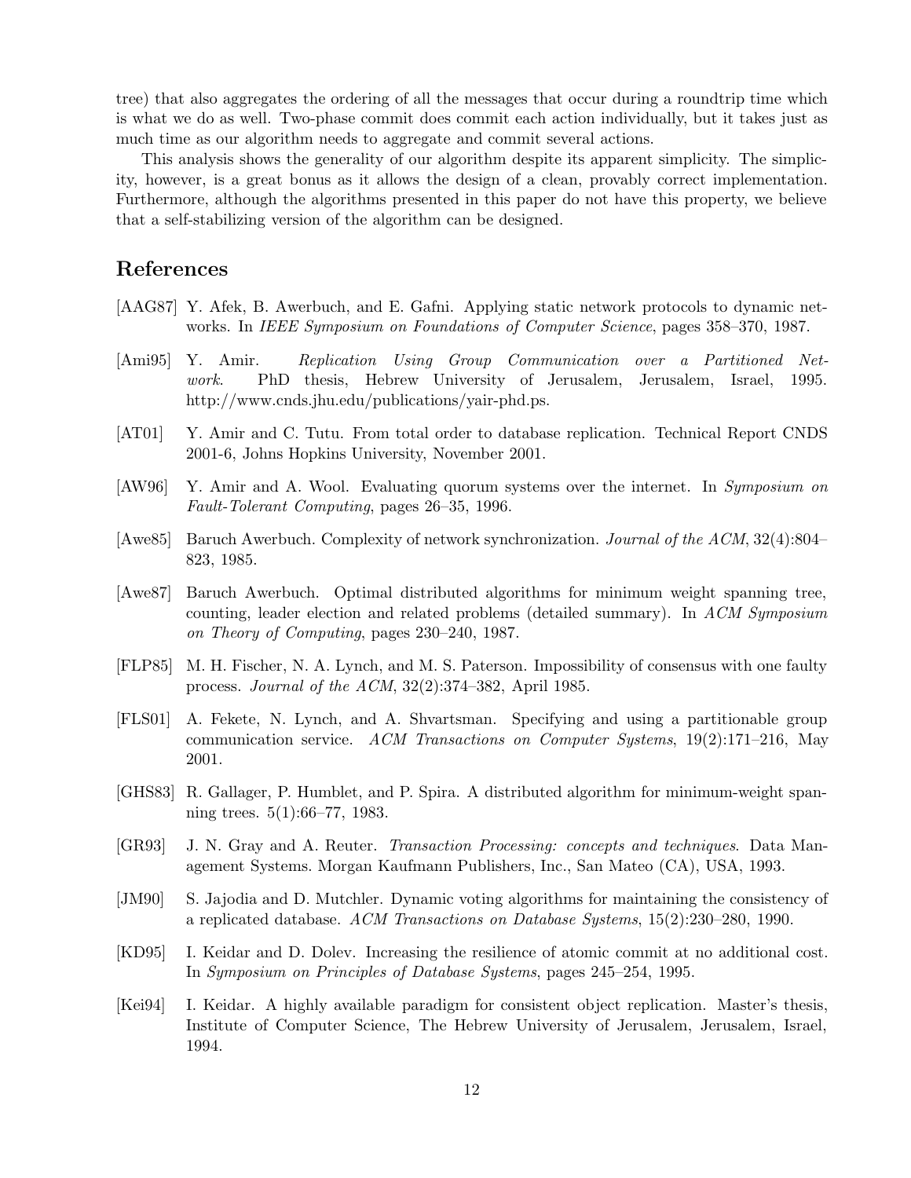tree) that also aggregates the ordering of all the messages that occur during a roundtrip time which is what we do as well. Two-phase commit does commit each action individually, but it takes just as much time as our algorithm needs to aggregate and commit several actions.

This analysis shows the generality of our algorithm despite its apparent simplicity. The simplicity, however, is a great bonus as it allows the design of a clean, provably correct implementation. Furthermore, although the algorithms presented in this paper do not have this property, we believe that a self-stabilizing version of the algorithm can be designed.

## References

[AAG87] Y. Afek, B. Awerbuch, and E. Gafni. Applying static network protocols to dynamic networks. In *IEEE Symposium on Foundations of Computer Science*, pages 358–370, 1987.

[Ami95] Y. Amir. *Replication Using Group Communication over a Partitioned Network*. PhD thesis, Hebrew University of Jerusalem, Jerusalem, Israel, 1995. http://www.cnds.jhu.edu/publications/yair-phd.ps.

[AT01] Y. Amir and C. Tutu. From total order to database replication. Technical Report CNDS 2001-6, Johns Hopkins University, November 2001.

[AW96] Y. Amir and A. Wool. Evaluating quorum systems over the internet. In *Symposium on Fault-Tolerant Computing*, pages 26–35, 1996.

[Awe85] Baruch Awerbuch. Complexity of network synchronization. *Journal of the ACM*, 32(4):804–823, 1985.

[Awe87] Baruch Awerbuch. Optimal distributed algorithms for minimum weight spanning tree, counting, leader election and related problems (detailed summary). In *ACM Symposium on Theory of Computing*, pages 230–240, 1987.

[FLP85] M. H. Fischer, N. A. Lynch, and M. S. Paterson. Impossibility of consensus with one faulty process. *Journal of the ACM*, 32(2):374–382, April 1985.

[FLS01] A. Fekete, N. Lynch, and A. Shvartsman. Specifying and using a partitionable group communication service. *ACM Transactions on Computer Systems*, 19(2):171–216, May 2001.

[GHS83] R. Gallager, P. Humblet, and P. Spira. A distributed algorithm for minimum-weight spanning trees. 5(1):66–77, 1983.

[GR93] J. N. Gray and A. Reuter. *Transaction Processing: concepts and techniques*. Data Management Systems. Morgan Kaufmann Publishers, Inc., San Mateo (CA), USA, 1993.

[JM90] S. Jajodia and D. Mutchler. Dynamic voting algorithms for maintaining the consistency of a replicated database. *ACM Transactions on Database Systems*, 15(2):230–280, 1990.

[KD95] I. Keidar and D. Dolev. Increasing the resilience of atomic commit at no additional cost. In *Symposium on Principles of Database Systems*, pages 245–254, 1995.

[Kei94] I. Keidar. A highly available paradigm for consistent object replication. Master's thesis, Institute of Computer Science, The Hebrew University of Jerusalem, Jerusalem, Israel, 1994.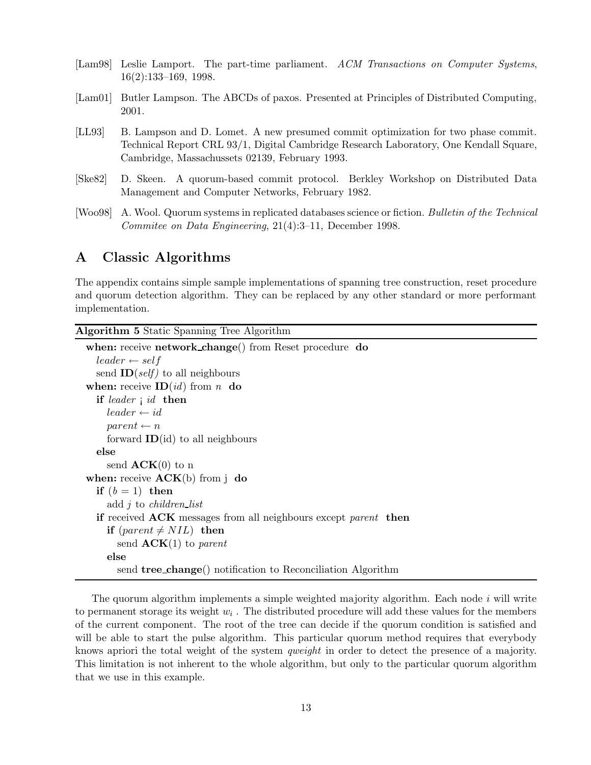[Lam98] Leslie Lamport. The part-time parliament. *ACM Transactions on Computer Systems*, 16(2):133–169, 1998.

[Lam01] Butler Lampson. The ABCDs of paxos. Presented at Principles of Distributed Computing, 2001.

[LL93] B. Lampson and D. Lomet. A new presumed commit optimization for two phase commit. Technical Report CRL 93/1, Digital Cambridge Research Laboratory, One Kendall Square, Cambridge, Massachussets 02139, February 1993.

[Ske82] D. Skeen. A quorum-based commit protocol. Berkley Workshop on Distributed Data Management and Computer Networks, February 1982.

[Woo98] A. Wool. Quorum systems in replicated databases science or fiction. *Bulletin of the Technical Commitee on Data Engineering*, 21(4):3–11, December 1998.

# A Classic Algorithms

The appendix contains simple sample implementations of spanning tree construction, reset procedure and quorum detection algorithm. They can be replaced by any other standard or more performant implementation.

**Algorithm 5** Static Spanning Tree Algorithm

```
when: receive network_change() from Reset procedure do
  leader ← self
  send ID(self) to all neighbours
when: receive ID(id) from n do
  if leader < id then
    leader ← id
    parent ← n
    forward ID(id) to all neighbours
  else
    send ACK(0) to n
when: receive ACK(b) from j do
  if (b = 1) then
    add j to children_list
  if received ACK messages from all neighbours except parent then
    if (parent ≠ NIL) then
      send ACK(1) to parent
    else
      send tree_change() notification to Reconciliation Algorithm
```

The quorum algorithm implements a simple weighted majority algorithm. Each node $i$ will write to permanent storage its weight $w_i$ . The distributed procedure will add these values for the members of the current component. The root of the tree can decide if the quorum condition is satisfied and will be able to start the pulse algorithm. This particular quorum method requires that everybody knows apriori the total weight of the system *qweight* in order to detect the presence of a majority. This limitation is not inherent to the whole algorithm, but only to the particular quorum algorithm that we use in this example.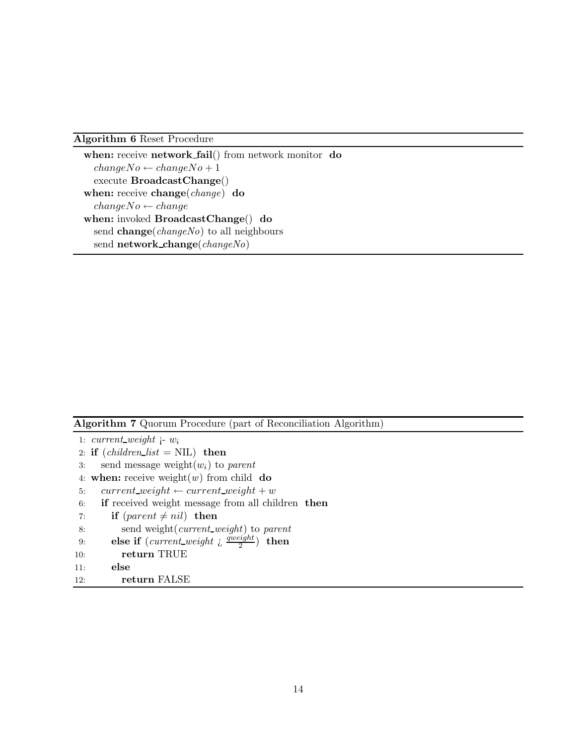**Algorithm 6** Reset Procedure

```
when: receive network_fail() from network monitor  do
    changeNo ← changeNo + 1
    execute BroadcastChange()
when: receive change(change)  do
    changeNo ← change
when: invoked BroadcastChange()  do
    send change(changeNo) to all neighbours
    send network_change(changeNo)
```

**Algorithm 7** Quorum Procedure (part of Reconciliation Algorithm)

```
1:  current_weight ¡- w_i
2:  if (children_list = NIL)  then
3:      send message weight(w_i) to parent
4:  when: receive weight(w) from child  do
5:      current_weight ← current_weight + w
6:      if received weight message from all children  then
7:          if (parent ≠ nil)  then
8:              send weight(current_weight) to parent
9:          else if (current_weight ¿ qweight/2)  then
10:             return TRUE
11:         else
12:             return FALSE
```